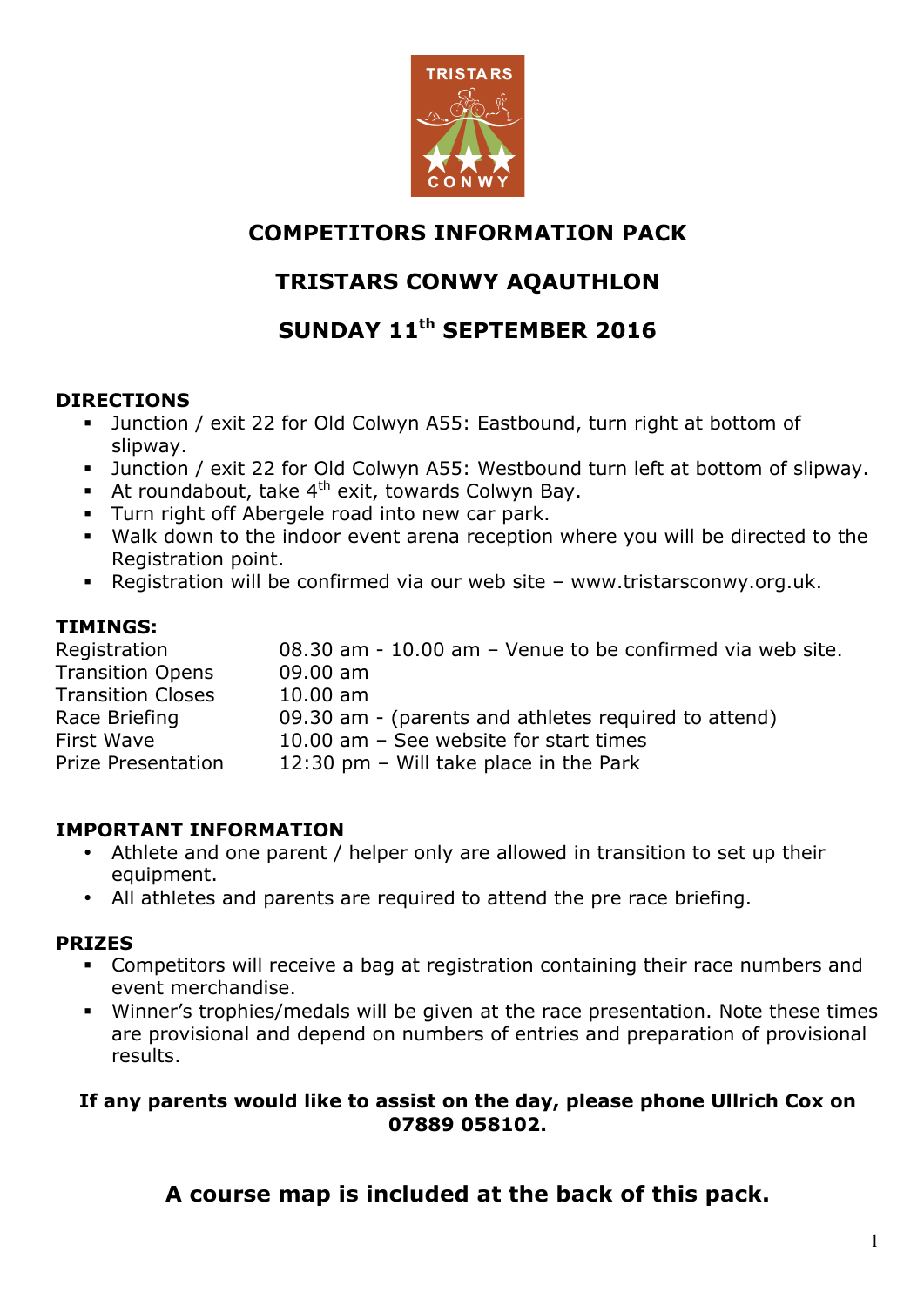# COMPETITORS INFORMATION PACK

# TRISTARS CONWY AQAUTHLON

# SUNDAY 11th SEPTEMBER 2016

## DIRECTIONS

- Junction / exit 22 for Old Colwyn A55: Eastbound, turn right at bottom of slipway.
- Junction / exit 22 for Old Colwyn A55: Westbound turn left at bottom of slipway.
- At roundabout, take 4th exit, towards Colwyn Bay.
- Turn right off Abergele road into new car park.
- Walk down to the indoor event arena reception where you will be directed to the Registration point.
- Registration will be confirmed via our web site – www.tristarsconwy.org.uk.

## TIMINGS:

| | |
|---|---|
| Registration | 08.30 am - 10.00 am – Venue to be confirmed via web site. |
| Transition Opens | 09.00 am |
| Transition Closes | 10.00 am |
| Race Briefing | 09.30 am - (parents and athletes required to attend) |
| First Wave | 10.00 am – See website for start times |
| Prize Presentation | 12:30 pm – Will take place in the Park |

## IMPORTANT INFORMATION

- Athlete and one parent / helper only are allowed in transition to set up their equipment.
- All athletes and parents are required to attend the pre race briefing.

## PRIZES

- Competitors will receive a bag at registration containing their race numbers and event merchandise.
- Winner's trophies/medals will be given at the race presentation. Note these times are provisional and depend on numbers of entries and preparation of provisional results.

**If any parents would like to assist on the day, please phone Ullrich Cox on 07889 058102.**

**A course map is included at the back of this pack.**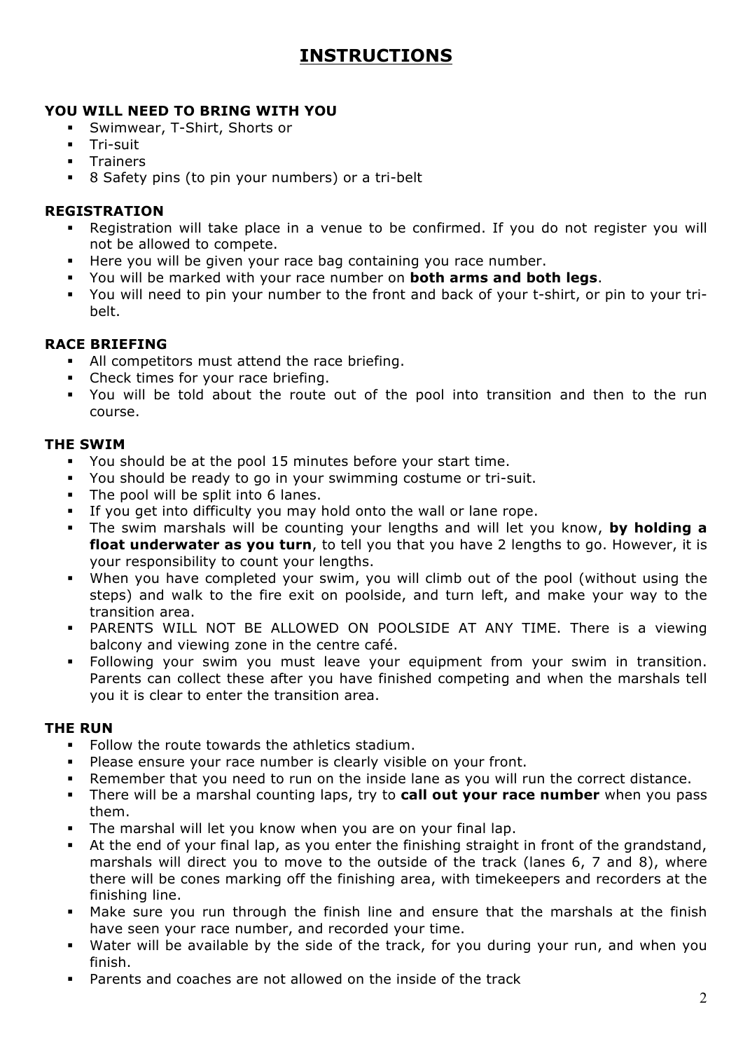# INSTRUCTIONS

## YOU WILL NEED TO BRING WITH YOU

- Swimwear, T-Shirt, Shorts or
- Tri-suit
- Trainers
- 8 Safety pins (to pin your numbers) or a tri-belt

## REGISTRATION

- Registration will take place in a venue to be confirmed. If you do not register you will not be allowed to compete.
- Here you will be given your race bag containing you race number.
- You will be marked with your race number on **both arms and both legs**.
- You will need to pin your number to the front and back of your t-shirt, or pin to your tri-belt.

## RACE BRIEFING

- All competitors must attend the race briefing.
- Check times for your race briefing.
- You will be told about the route out of the pool into transition and then to the run course.

## THE SWIM

- You should be at the pool 15 minutes before your start time.
- You should be ready to go in your swimming costume or tri-suit.
- The pool will be split into 6 lanes.
- If you get into difficulty you may hold onto the wall or lane rope.
- The swim marshals will be counting your lengths and will let you know, **by holding a float underwater as you turn**, to tell you that you have 2 lengths to go. However, it is your responsibility to count your lengths.
- When you have completed your swim, you will climb out of the pool (without using the steps) and walk to the fire exit on poolside, and turn left, and make your way to the transition area.
- PARENTS WILL NOT BE ALLOWED ON POOLSIDE AT ANY TIME. There is a viewing balcony and viewing zone in the centre café.
- Following your swim you must leave your equipment from your swim in transition. Parents can collect these after you have finished competing and when the marshals tell you it is clear to enter the transition area.

## THE RUN

- Follow the route towards the athletics stadium.
- Please ensure your race number is clearly visible on your front.
- Remember that you need to run on the inside lane as you will run the correct distance.
- There will be a marshal counting laps, try to **call out your race number** when you pass them.
- The marshal will let you know when you are on your final lap.
- At the end of your final lap, as you enter the finishing straight in front of the grandstand, marshals will direct you to move to the outside of the track (lanes 6, 7 and 8), where there will be cones marking off the finishing area, with timekeepers and recorders at the finishing line.
- Make sure you run through the finish line and ensure that the marshals at the finish have seen your race number, and recorded your time.
- Water will be available by the side of the track, for you during your run, and when you finish.
- Parents and coaches are not allowed on the inside of the track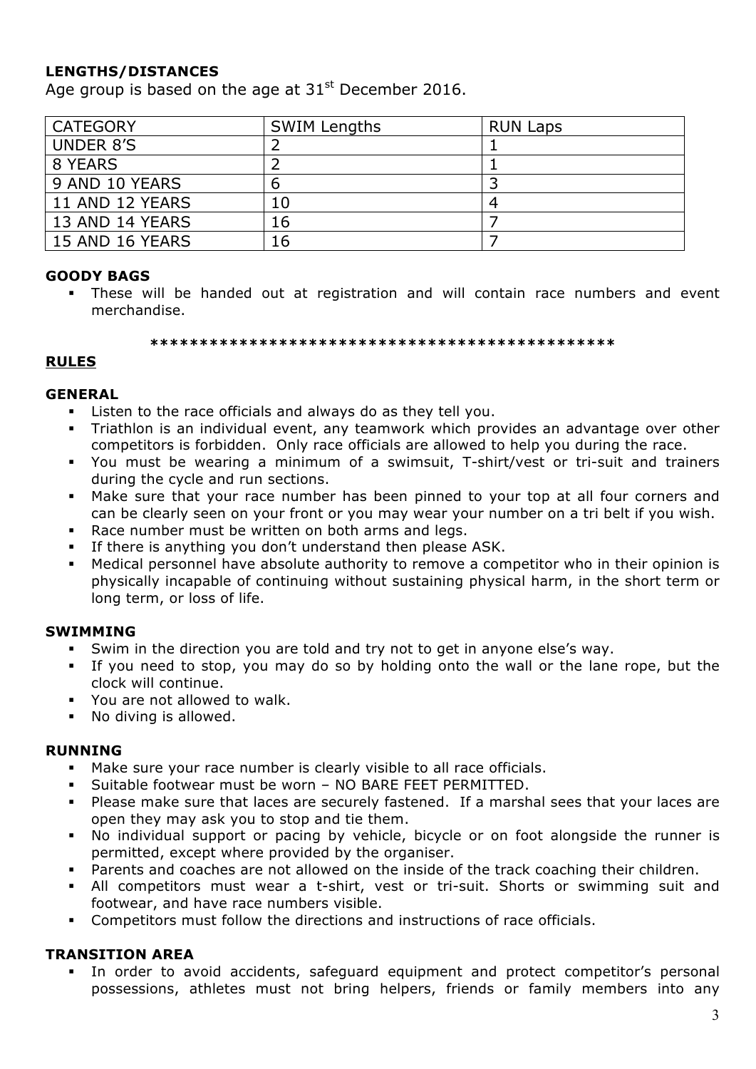### LENGTHS/DISTANCES

Age group is based on the age at 31st December 2016.

| CATEGORY | SWIM Lengths | RUN Laps |
|---|---|---|
| UNDER 8'S | 2 | 1 |
| 8 YEARS | 2 | 1 |
| 9 AND 10 YEARS | 6 | 3 |
| 11 AND 12 YEARS | 10 | 4 |
| 13 AND 14 YEARS | 16 | 7 |
| 15 AND 16 YEARS | 16 | 7 |

### GOODY BAGS

- These will be handed out at registration and will contain race numbers and event merchandise.

**************************************************

## RULES

### GENERAL

- Listen to the race officials and always do as they tell you.
- Triathlon is an individual event, any teamwork which provides an advantage over other competitors is forbidden. Only race officials are allowed to help you during the race.
- You must be wearing a minimum of a swimsuit, T-shirt/vest or tri-suit and trainers during the cycle and run sections.
- Make sure that your race number has been pinned to your top at all four corners and can be clearly seen on your front or you may wear your number on a tri belt if you wish.
- Race number must be written on both arms and legs.
- If there is anything you don't understand then please ASK.
- Medical personnel have absolute authority to remove a competitor who in their opinion is physically incapable of continuing without sustaining physical harm, in the short term or long term, or loss of life.

### SWIMMING

- Swim in the direction you are told and try not to get in anyone else's way.
- If you need to stop, you may do so by holding onto the wall or the lane rope, but the clock will continue.
- You are not allowed to walk.
- No diving is allowed.

### RUNNING

- Make sure your race number is clearly visible to all race officials.
- Suitable footwear must be worn – NO BARE FEET PERMITTED.
- Please make sure that laces are securely fastened. If a marshal sees that your laces are open they may ask you to stop and tie them.
- No individual support or pacing by vehicle, bicycle or on foot alongside the runner is permitted, except where provided by the organiser.
- Parents and coaches are not allowed on the inside of the track coaching their children.
- All competitors must wear a t-shirt, vest or tri-suit. Shorts or swimming suit and footwear, and have race numbers visible.
- Competitors must follow the directions and instructions of race officials.

### TRANSITION AREA

- In order to avoid accidents, safeguard equipment and protect competitor's personal possessions, athletes must not bring helpers, friends or family members into any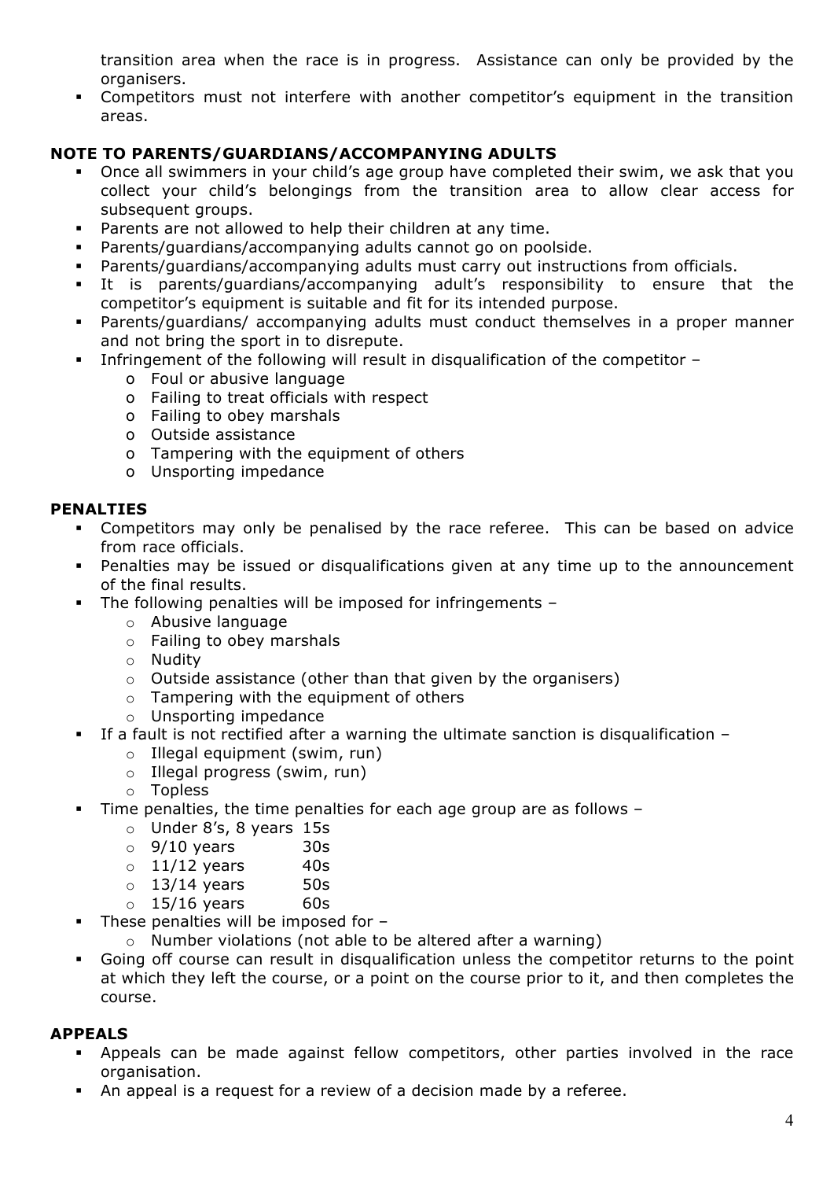transition area when the race is in progress. Assistance can only be provided by the organisers.

- Competitors must not interfere with another competitor's equipment in the transition areas.

**NOTE TO PARENTS/GUARDIANS/ACCOMPANYING ADULTS**

- Once all swimmers in your child's age group have completed their swim, we ask that you collect your child's belongings from the transition area to allow clear access for subsequent groups.
- Parents are not allowed to help their children at any time.
- Parents/guardians/accompanying adults cannot go on poolside.
- Parents/guardians/accompanying adults must carry out instructions from officials.
- It is parents/guardians/accompanying adult's responsibility to ensure that the competitor's equipment is suitable and fit for its intended purpose.
- Parents/guardians/ accompanying adults must conduct themselves in a proper manner and not bring the sport in to disrepute.
- Infringement of the following will result in disqualification of the competitor –
    - Foul or abusive language
    - Failing to treat officials with respect
    - Failing to obey marshals
    - Outside assistance
    - Tampering with the equipment of others
    - Unsporting impedance

**PENALTIES**

- Competitors may only be penalised by the race referee. This can be based on advice from race officials.
- Penalties may be issued or disqualifications given at any time up to the announcement of the final results.
- The following penalties will be imposed for infringements –
    - Abusive language
    - Failing to obey marshals
    - Nudity
    - Outside assistance (other than that given by the organisers)
    - Tampering with the equipment of others
    - Unsporting impedance
- If a fault is not rectified after a warning the ultimate sanction is disqualification –
    - Illegal equipment (swim, run)
    - Illegal progress (swim, run)
    - Topless
- Time penalties, the time penalties for each age group are as follows –
    - Under 8's, 8 years 15s
    - 9/10 years 30s
    - 11/12 years 40s
    - 13/14 years 50s
    - 15/16 years 60s
- These penalties will be imposed for –
    - Number violations (not able to be altered after a warning)
- Going off course can result in disqualification unless the competitor returns to the point at which they left the course, or a point on the course prior to it, and then completes the course.

**APPEALS**

- Appeals can be made against fellow competitors, other parties involved in the race organisation.
- An appeal is a request for a review of a decision made by a referee.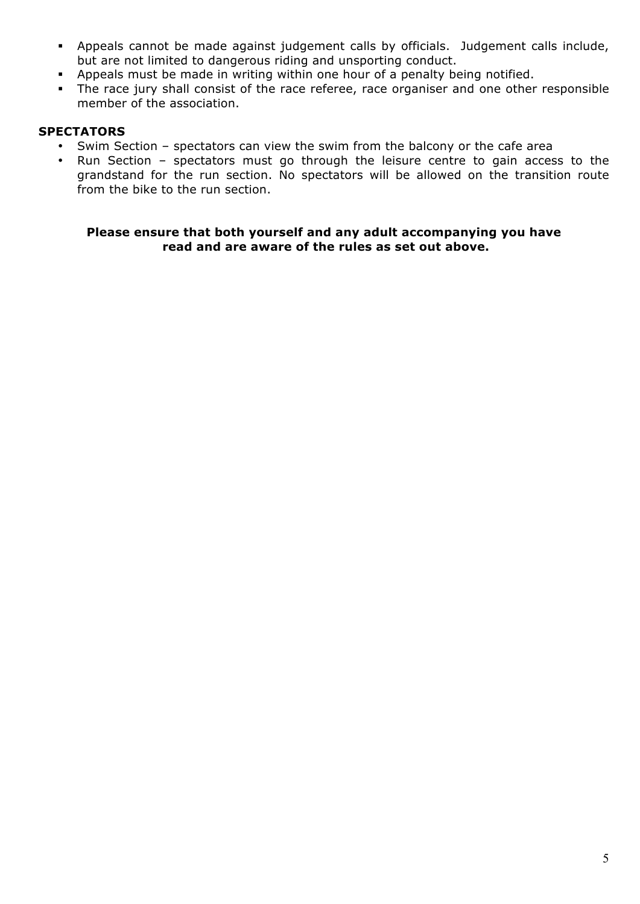- Appeals cannot be made against judgement calls by officials. Judgement calls include, but are not limited to dangerous riding and unsporting conduct.
- Appeals must be made in writing within one hour of a penalty being notified.
- The race jury shall consist of the race referee, race organiser and one other responsible member of the association.

**SPECTATORS**

- Swim Section – spectators can view the swim from the balcony or the cafe area
- Run Section – spectators must go through the leisure centre to gain access to the grandstand for the run section. No spectators will be allowed on the transition route from the bike to the run section.

**Please ensure that both yourself and any adult accompanying you have read and are aware of the rules as set out above.**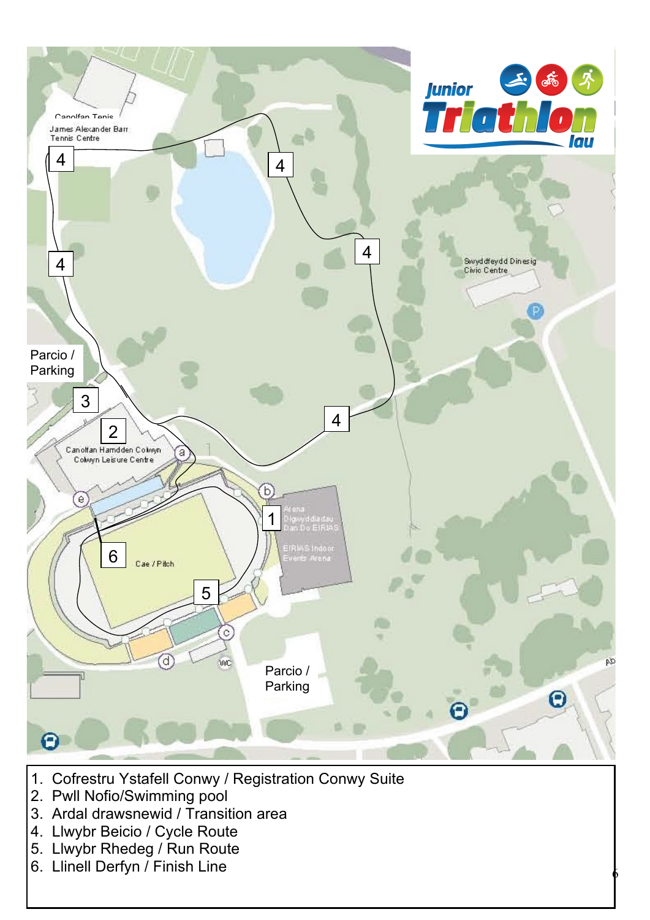Canolfan Tenis
James Alexander Barr
Tennis Centre

Junior Triathlon Iau

Swyddfeydd Dinesig
Civic Centre

Parcio /
Parking

Canolfan Hamdden Colwyn
Colwyn Leisure Centre

Arena
Digwyddiadau
Dan Do EIRIAS

EIRIAS Indoor
Events Arena

Cae / Pitch

Parcio /
Parking

1. Cofrestru Ystafell Conwy / Registration Conwy Suite
2. Pwll Nofio/Swimming pool
3. Ardal drawsnewid / Transition area
4. Llwybr Beicio / Cycle Route
5. Llwybr Rhedeg / Run Route
6. Llinell Derfyn / Finish Line